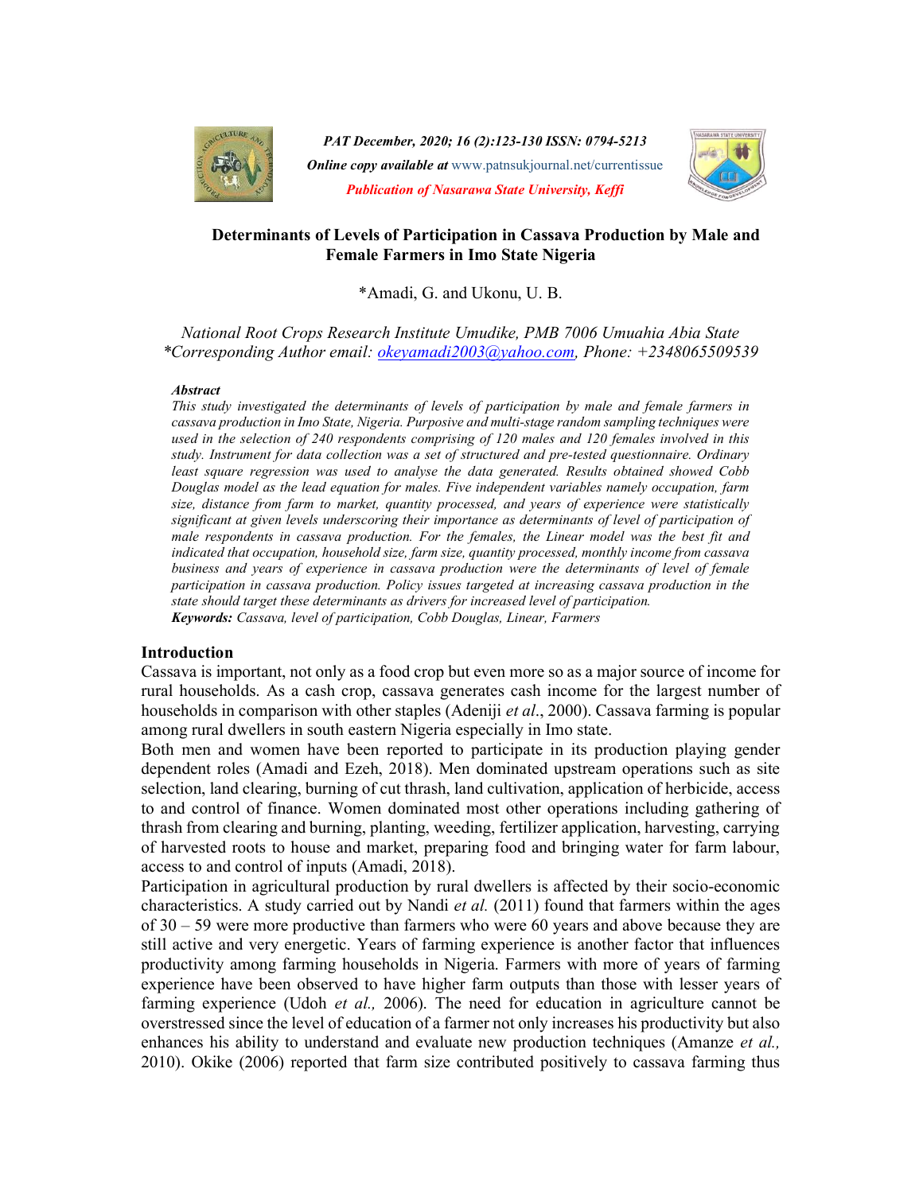# Determinants of Levels of Participation in Cassava Production by Male and Female Farmers in Imo State Nigeria

*Amadi, G. and Ukonu, U. B.

*National Root Crops Research Institute Umudike, PMB 7006 Umuahia Abia State*
*\*Corresponding Author email: okeyamadi2003@yahoo.com, Phone: +2348065509539*

***Abstract***

*This study investigated the determinants of levels of participation by male and female farmers in cassava production in Imo State, Nigeria. Purposive and multi-stage random sampling techniques were used in the selection of 240 respondents comprising of 120 males and 120 females involved in this study. Instrument for data collection was a set of structured and pre-tested questionnaire. Ordinary least square regression was used to analyse the data generated. Results obtained showed Cobb Douglas model as the lead equation for males. Five independent variables namely occupation, farm size, distance from farm to market, quantity processed, and years of experience were statistically significant at given levels underscoring their importance as determinants of level of participation of male respondents in cassava production. For the females, the Linear model was the best fit and indicated that occupation, household size, farm size, quantity processed, monthly income from cassava business and years of experience in cassava production were the determinants of level of female participation in cassava production. Policy issues targeted at increasing cassava production in the state should target these determinants as drivers for increased level of participation.*

***Keywords:*** *Cassava, level of participation, Cobb Douglas, Linear, Farmers*

## Introduction

Cassava is important, not only as a food crop but even more so as a major source of income for rural households. As a cash crop, cassava generates cash income for the largest number of households in comparison with other staples (Adeniji *et al*., 2000). Cassava farming is popular among rural dwellers in south eastern Nigeria especially in Imo state.

Both men and women have been reported to participate in its production playing gender dependent roles (Amadi and Ezeh, 2018). Men dominated upstream operations such as site selection, land clearing, burning of cut thrash, land cultivation, application of herbicide, access to and control of finance. Women dominated most other operations including gathering of thrash from clearing and burning, planting, weeding, fertilizer application, harvesting, carrying of harvested roots to house and market, preparing food and bringing water for farm labour, access to and control of inputs (Amadi, 2018).

Participation in agricultural production by rural dwellers is affected by their socio-economic characteristics. A study carried out by Nandi *et al.* (2011) found that farmers within the ages of 30 – 59 were more productive than farmers who were 60 years and above because they are still active and very energetic. Years of farming experience is another factor that influences productivity among farming households in Nigeria. Farmers with more of years of farming experience have been observed to have higher farm outputs than those with lesser years of farming experience (Udoh *et al.,* 2006). The need for education in agriculture cannot be overstressed since the level of education of a farmer not only increases his productivity but also enhances his ability to understand and evaluate new production techniques (Amanze *et al.,* 2010). Okike (2006) reported that farm size contributed positively to cassava farming thus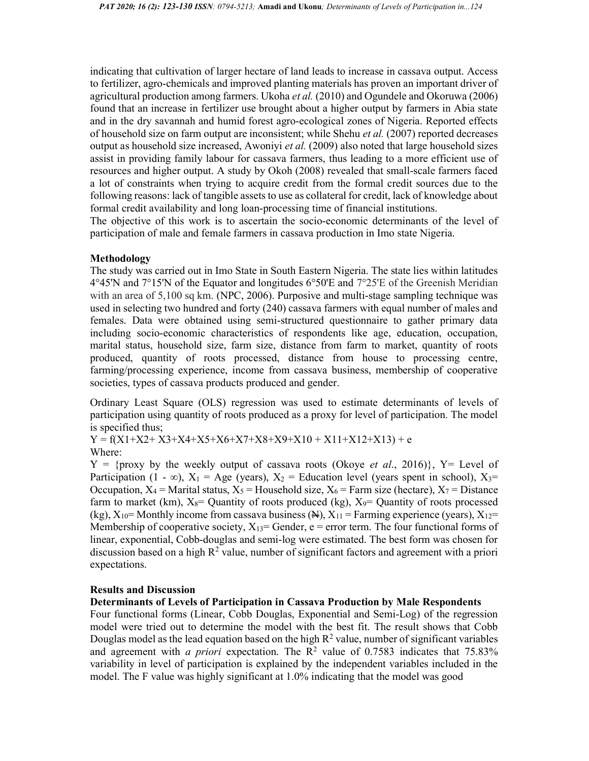indicating that cultivation of larger hectare of land leads to increase in cassava output. Access to fertilizer, agro-chemicals and improved planting materials has proven an important driver of agricultural production among farmers. Ukoha *et al.* (2010) and Ogundele and Okoruwa (2006) found that an increase in fertilizer use brought about a higher output by farmers in Abia state and in the dry savannah and humid forest agro-ecological zones of Nigeria. Reported effects of household size on farm output are inconsistent; while Shehu *et al.* (2007) reported decreases output as household size increased, Awoniyi *et al.* (2009) also noted that large household sizes assist in providing family labour for cassava farmers, thus leading to a more efficient use of resources and higher output. A study by Okoh (2008) revealed that small-scale farmers faced a lot of constraints when trying to acquire credit from the formal credit sources due to the following reasons: lack of tangible assets to use as collateral for credit, lack of knowledge about formal credit availability and long loan-processing time of financial institutions.

The objective of this work is to ascertain the socio-economic determinants of the level of participation of male and female farmers in cassava production in Imo state Nigeria.

## Methodology

The study was carried out in Imo State in South Eastern Nigeria. The state lies within latitudes 4°45'N and 7°15'N of the Equator and longitudes 6°50'E and 7°25'E of the Greenish Meridian with an area of 5,100 sq km. (NPC, 2006). Purposive and multi-stage sampling technique was used in selecting two hundred and forty (240) cassava farmers with equal number of males and females. Data were obtained using semi-structured questionnaire to gather primary data including socio-economic characteristics of respondents like age, education, occupation, marital status, household size, farm size, distance from farm to market, quantity of roots produced, quantity of roots processed, distance from house to processing centre, farming/processing experience, income from cassava business, membership of cooperative societies, types of cassava products produced and gender.

Ordinary Least Square (OLS) regression was used to estimate determinants of levels of participation using quantity of roots produced as a proxy for level of participation. The model is specified thus;

$Y = f(X1+X2+X3+X4+X5+X6+X7+X8+X9+X10+X11+X12+X13) + e$

Where:

Y = {proxy by the weekly output of cassava roots (Okoye *et al.*, 2016)}, Y= Level of Participation ($1 - \infty$), $X_1$ = Age (years), $X_2$ = Education level (years spent in school), $X_3$= Occupation, $X_4$ = Marital status, $X_5$ = Household size, $X_6$ = Farm size (hectare), $X_7$ = Distance farm to market (km), $X_8$= Quantity of roots produced (kg), $X_9$= Quantity of roots processed (kg), $X_{10}$= Monthly income from cassava business (₦), $X_{11}$ = Farming experience (years), $X_{12}$= Membership of cooperative society, $X_{13}$= Gender, e = error term. The four functional forms of linear, exponential, Cobb-douglas and semi-log were estimated. The best form was chosen for discussion based on a high $R^2$ value, number of significant factors and agreement with a priori expectations.

## Results and Discussion

### Determinants of Levels of Participation in Cassava Production by Male Respondents

Four functional forms (Linear, Cobb Douglas, Exponential and Semi-Log) of the regression model were tried out to determine the model with the best fit. The result shows that Cobb Douglas model as the lead equation based on the high $R^2$ value, number of significant variables and agreement with *a priori* expectation. The $R^2$ value of 0.7583 indicates that 75.83% variability in level of participation is explained by the independent variables included in the model. The F value was highly significant at 1.0% indicating that the model was good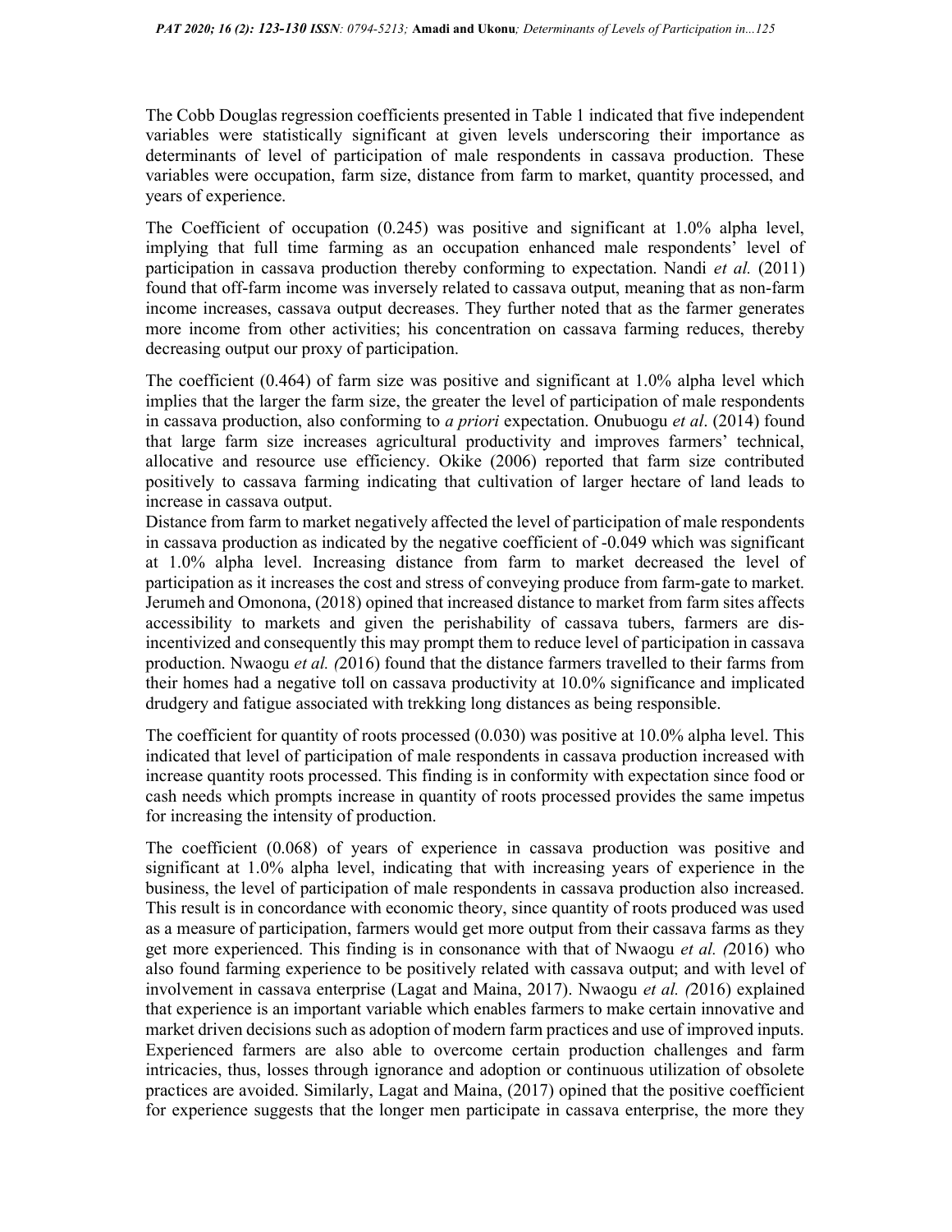The Cobb Douglas regression coefficients presented in Table 1 indicated that five independent variables were statistically significant at given levels underscoring their importance as determinants of level of participation of male respondents in cassava production. These variables were occupation, farm size, distance from farm to market, quantity processed, and years of experience.

The Coefficient of occupation (0.245) was positive and significant at 1.0% alpha level, implying that full time farming as an occupation enhanced male respondents' level of participation in cassava production thereby conforming to expectation. Nandi *et al.* (2011) found that off-farm income was inversely related to cassava output, meaning that as non-farm income increases, cassava output decreases. They further noted that as the farmer generates more income from other activities; his concentration on cassava farming reduces, thereby decreasing output our proxy of participation.

The coefficient (0.464) of farm size was positive and significant at 1.0% alpha level which implies that the larger the farm size, the greater the level of participation of male respondents in cassava production, also conforming to *a priori* expectation. Onubuogu *et al*. (2014) found that large farm size increases agricultural productivity and improves farmers' technical, allocative and resource use efficiency. Okike (2006) reported that farm size contributed positively to cassava farming indicating that cultivation of larger hectare of land leads to increase in cassava output.

Distance from farm to market negatively affected the level of participation of male respondents in cassava production as indicated by the negative coefficient of -0.049 which was significant at 1.0% alpha level. Increasing distance from farm to market decreased the level of participation as it increases the cost and stress of conveying produce from farm-gate to market. Jerumeh and Omonona, (2018) opined that increased distance to market from farm sites affects accessibility to markets and given the perishability of cassava tubers, farmers are dis-incentivized and consequently this may prompt them to reduce level of participation in cassava production. Nwaogu *et al. (*2016) found that the distance farmers travelled to their farms from their homes had a negative toll on cassava productivity at 10.0% significance and implicated drudgery and fatigue associated with trekking long distances as being responsible.

The coefficient for quantity of roots processed (0.030) was positive at 10.0% alpha level. This indicated that level of participation of male respondents in cassava production increased with increase quantity roots processed. This finding is in conformity with expectation since food or cash needs which prompts increase in quantity of roots processed provides the same impetus for increasing the intensity of production.

The coefficient (0.068) of years of experience in cassava production was positive and significant at 1.0% alpha level, indicating that with increasing years of experience in the business, the level of participation of male respondents in cassava production also increased. This result is in concordance with economic theory, since quantity of roots produced was used as a measure of participation, farmers would get more output from their cassava farms as they get more experienced. This finding is in consonance with that of Nwaogu *et al. (*2016) who also found farming experience to be positively related with cassava output; and with level of involvement in cassava enterprise (Lagat and Maina, 2017). Nwaogu *et al. (*2016) explained that experience is an important variable which enables farmers to make certain innovative and market driven decisions such as adoption of modern farm practices and use of improved inputs. Experienced farmers are also able to overcome certain production challenges and farm intricacies, thus, losses through ignorance and adoption or continuous utilization of obsolete practices are avoided. Similarly, Lagat and Maina, (2017) opined that the positive coefficient for experience suggests that the longer men participate in cassava enterprise, the more they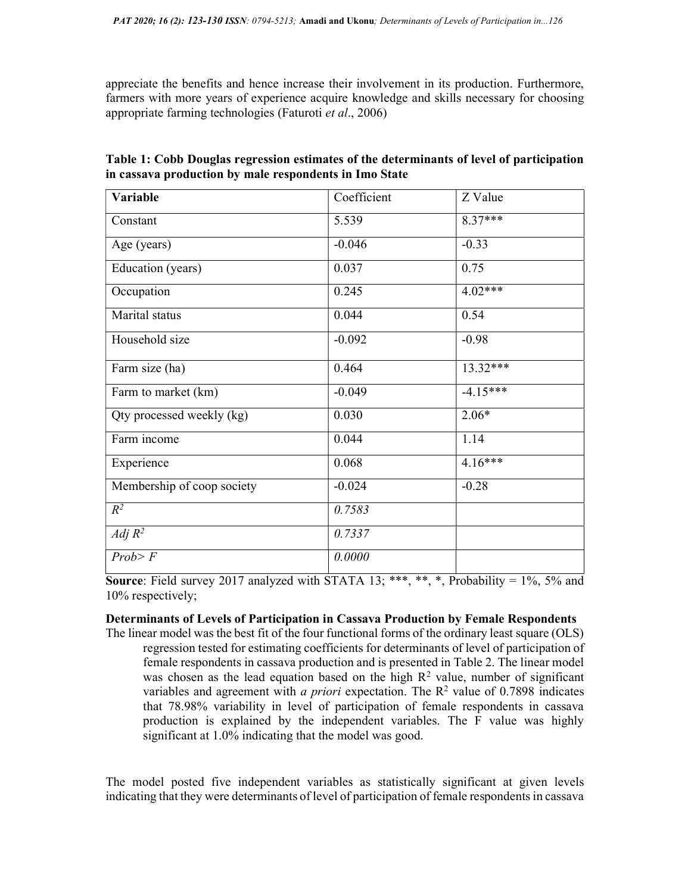appreciate the benefits and hence increase their involvement in its production. Furthermore, farmers with more years of experience acquire knowledge and skills necessary for choosing appropriate farming technologies (Faturoti *et al*., 2006)

**Table 1: Cobb Douglas regression estimates of the determinants of level of participation in cassava production by male respondents in Imo State**

| Variable | Coefficient | Z Value |
|---|---|---|
| Constant | 5.539 | 8.37*** |
| Age (years) | -0.046 | -0.33 |
| Education (years) | 0.037 | 0.75 |
| Occupation | 0.245 | 4.02*** |
| Marital status | 0.044 | 0.54 |
| Household size | -0.092 | -0.98 |
| Farm size (ha) | 0.464 | 13.32*** |
| Farm to market (km) | -0.049 | -4.15*** |
| Qty processed weekly (kg) | 0.030 | 2.06* |
| Farm income | 0.044 | 1.14 |
| Experience | 0.068 | 4.16*** |
| Membership of coop society | -0.024 | -0.28 |
| *$R^2$* | *0.7583* | |
| *Adj $R^2$* | *0.7337* | |
| *Prob> F* | *0.0000* | |

**Source**: Field survey 2017 analyzed with STATA 13; ***, **, *, Probability = 1%, 5% and 10% respectively;

**Determinants of Levels of Participation in Cassava Production by Female Respondents**

The linear model was the best fit of the four functional forms of the ordinary least square (OLS) regression tested for estimating coefficients for determinants of level of participation of female respondents in cassava production and is presented in Table 2. The linear model was chosen as the lead equation based on the high $R^2$ value, number of significant variables and agreement with *a priori* expectation. The $R^2$ value of 0.7898 indicates that 78.98% variability in level of participation of female respondents in cassava production is explained by the independent variables. The F value was highly significant at 1.0% indicating that the model was good.

The model posted five independent variables as statistically significant at given levels indicating that they were determinants of level of participation of female respondents in cassava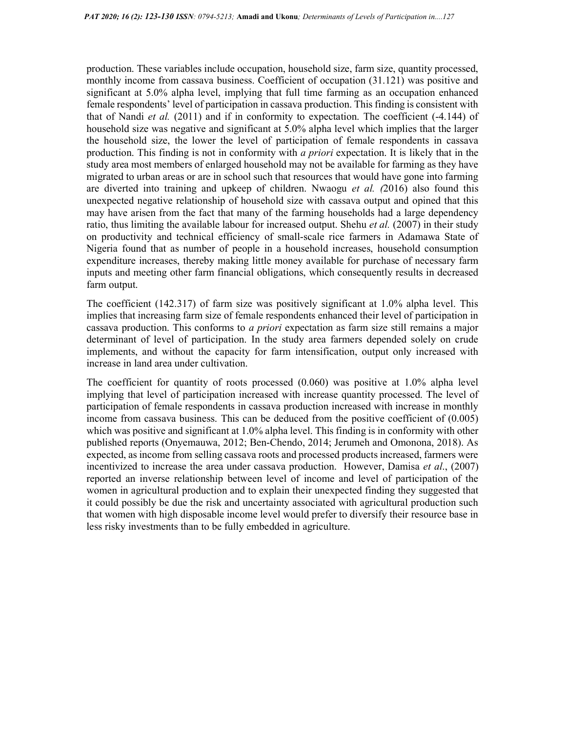production. These variables include occupation, household size, farm size, quantity processed, monthly income from cassava business. Coefficient of occupation (31.121) was positive and significant at 5.0% alpha level, implying that full time farming as an occupation enhanced female respondents' level of participation in cassava production. This finding is consistent with that of Nandi *et al.* (2011) and if in conformity to expectation. The coefficient (-4.144) of household size was negative and significant at 5.0% alpha level which implies that the larger the household size, the lower the level of participation of female respondents in cassava production. This finding is not in conformity with *a priori* expectation. It is likely that in the study area most members of enlarged household may not be available for farming as they have migrated to urban areas or are in school such that resources that would have gone into farming are diverted into training and upkeep of children. Nwaogu *et al. (*2016) also found this unexpected negative relationship of household size with cassava output and opined that this may have arisen from the fact that many of the farming households had a large dependency ratio, thus limiting the available labour for increased output. Shehu *et al.* (2007) in their study on productivity and technical efficiency of small-scale rice farmers in Adamawa State of Nigeria found that as number of people in a household increases, household consumption expenditure increases, thereby making little money available for purchase of necessary farm inputs and meeting other farm financial obligations, which consequently results in decreased farm output.

The coefficient (142.317) of farm size was positively significant at 1.0% alpha level. This implies that increasing farm size of female respondents enhanced their level of participation in cassava production. This conforms to *a priori* expectation as farm size still remains a major determinant of level of participation. In the study area farmers depended solely on crude implements, and without the capacity for farm intensification, output only increased with increase in land area under cultivation.

The coefficient for quantity of roots processed (0.060) was positive at 1.0% alpha level implying that level of participation increased with increase quantity processed. The level of participation of female respondents in cassava production increased with increase in monthly income from cassava business. This can be deduced from the positive coefficient of (0.005) which was positive and significant at 1.0% alpha level. This finding is in conformity with other published reports (Onyemauwa, 2012; Ben-Chendo, 2014; Jerumeh and Omonona, 2018). As expected, as income from selling cassava roots and processed products increased, farmers were incentivized to increase the area under cassava production. However, Damisa *et al*., (2007) reported an inverse relationship between level of income and level of participation of the women in agricultural production and to explain their unexpected finding they suggested that it could possibly be due the risk and uncertainty associated with agricultural production such that women with high disposable income level would prefer to diversify their resource base in less risky investments than to be fully embedded in agriculture.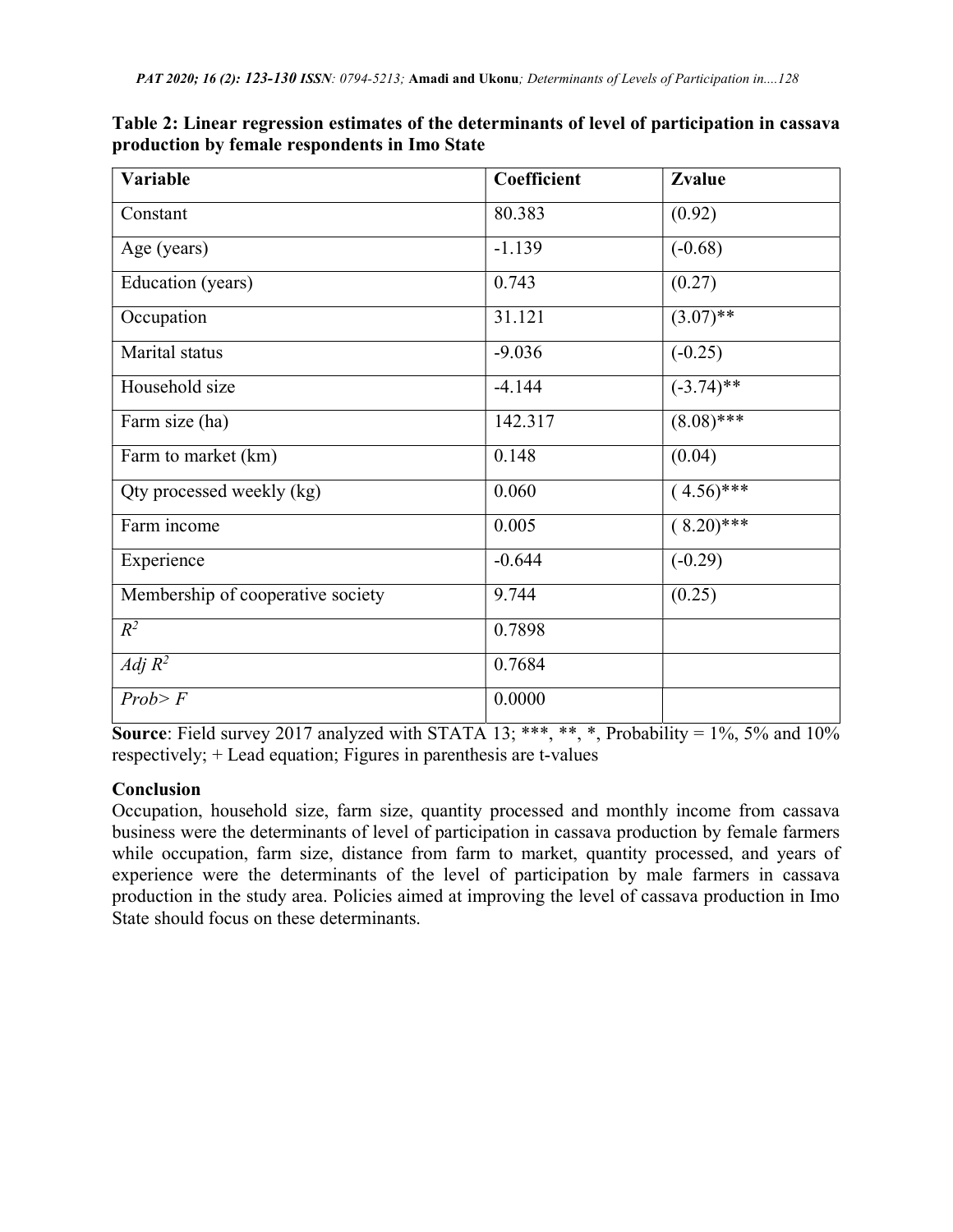**Table 2: Linear regression estimates of the determinants of level of participation in cassava production by female respondents in Imo State**

| Variable | Coefficient | Zvalue |
|---|---|---|
| Constant | 80.383 | (0.92) |
| Age (years) | -1.139 | (-0.68) |
| Education (years) | 0.743 | (0.27) |
| Occupation | 31.121 | (3.07)** |
| Marital status | -9.036 | (-0.25) |
| Household size | -4.144 | (-3.74)** |
| Farm size (ha) | 142.317 | (8.08)*** |
| Farm to market (km) | 0.148 | (0.04) |
| Qty processed weekly (kg) | 0.060 | ( 4.56)*** |
| Farm income | 0.005 | ( 8.20)*** |
| Experience | -0.644 | (-0.29) |
| Membership of cooperative society | 9.744 | (0.25) |
| $R^2$ | 0.7898 | |
| *Adj* $R^2$ | 0.7684 | |
| *Prob> F* | 0.0000 | |

**Source**: Field survey 2017 analyzed with STATA 13; ***, **, *, Probability = 1%, 5% and 10% respectively; + Lead equation; Figures in parenthesis are t-values

**Conclusion**

Occupation, household size, farm size, quantity processed and monthly income from cassava business were the determinants of level of participation in cassava production by female farmers while occupation, farm size, distance from farm to market, quantity processed, and years of experience were the determinants of the level of participation by male farmers in cassava production in the study area. Policies aimed at improving the level of cassava production in Imo State should focus on these determinants.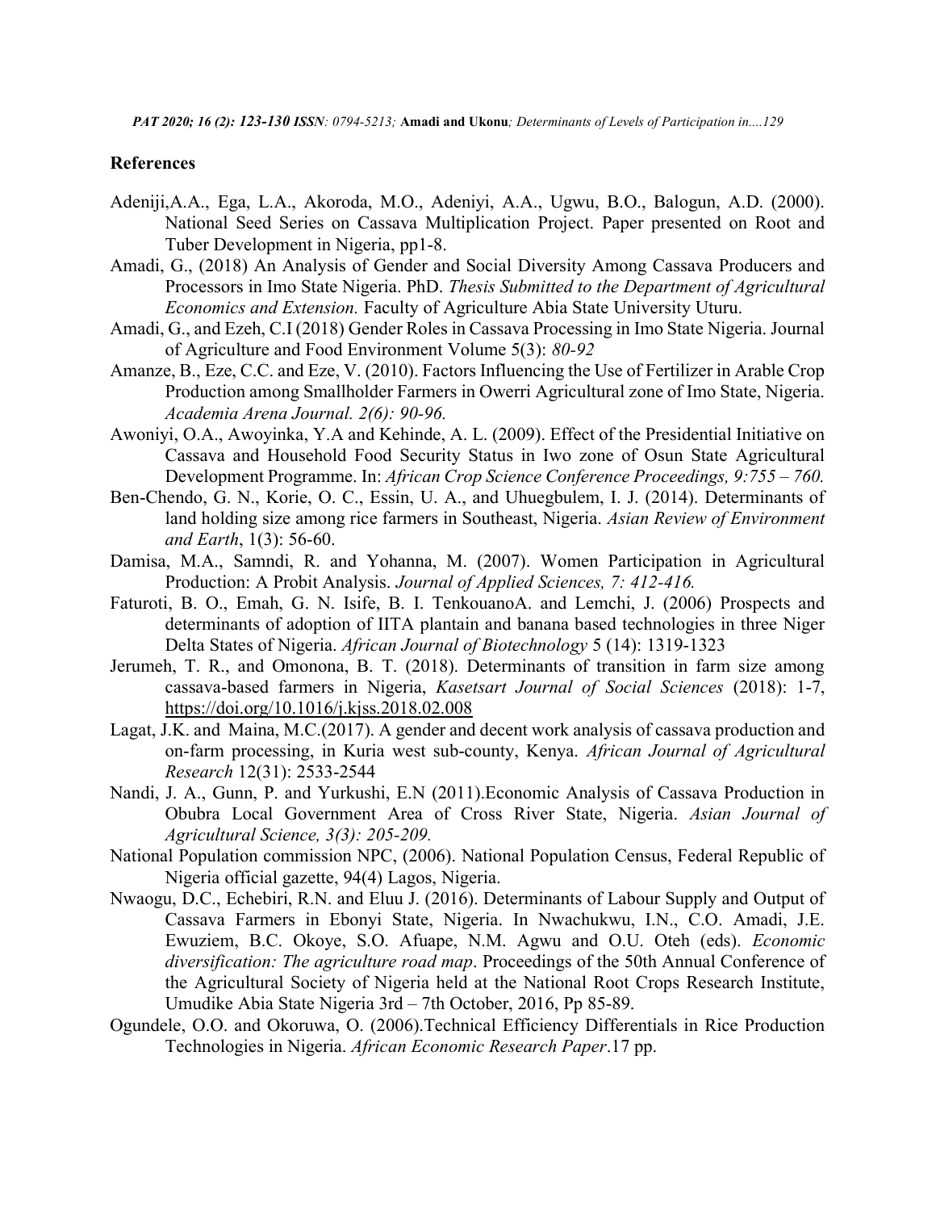## References

Adeniji,A.A., Ega, L.A., Akoroda, M.O., Adeniyi, A.A., Ugwu, B.O., Balogun, A.D. (2000). National Seed Series on Cassava Multiplication Project. Paper presented on Root and Tuber Development in Nigeria, pp1-8.

Amadi, G., (2018) An Analysis of Gender and Social Diversity Among Cassava Producers and Processors in Imo State Nigeria. PhD. *Thesis Submitted to the Department of Agricultural Economics and Extension.* Faculty of Agriculture Abia State University Uturu.

Amadi, G., and Ezeh, C.I (2018) Gender Roles in Cassava Processing in Imo State Nigeria. Journal of Agriculture and Food Environment Volume 5(3): *80-92*

Amanze, B., Eze, C.C. and Eze, V. (2010). Factors Influencing the Use of Fertilizer in Arable Crop Production among Smallholder Farmers in Owerri Agricultural zone of Imo State, Nigeria. *Academia Arena Journal. 2(6): 90-96.*

Awoniyi, O.A., Awoyinka, Y.A and Kehinde, A. L. (2009). Effect of the Presidential Initiative on Cassava and Household Food Security Status in Iwo zone of Osun State Agricultural Development Programme. In: *African Crop Science Conference Proceedings, 9:755 – 760.*

Ben-Chendo, G. N., Korie, O. C., Essin, U. A., and Uhuegbulem, I. J. (2014). Determinants of land holding size among rice farmers in Southeast, Nigeria. *Asian Review of Environment and Earth*, 1(3): 56-60.

Damisa, M.A., Samndi, R. and Yohanna, M. (2007). Women Participation in Agricultural Production: A Probit Analysis. *Journal of Applied Sciences, 7: 412-416.*

Faturoti, B. O., Emah, G. N. Isife, B. I. TenkouanoA. and Lemchi, J. (2006) Prospects and determinants of adoption of IITA plantain and banana based technologies in three Niger Delta States of Nigeria. *African Journal of Biotechnology* 5 (14): 1319-1323

Jerumeh, T. R., and Omonona, B. T. (2018). Determinants of transition in farm size among cassava-based farmers in Nigeria, *Kasetsart Journal of Social Sciences* (2018): 1-7, https://doi.org/10.1016/j.kjss.2018.02.008

Lagat, J.K. and Maina, M.C.(2017). A gender and decent work analysis of cassava production and on-farm processing, in Kuria west sub-county, Kenya. *African Journal of Agricultural Research* 12(31): 2533-2544

Nandi, J. A., Gunn, P. and Yurkushi, E.N (2011).Economic Analysis of Cassava Production in Obubra Local Government Area of Cross River State, Nigeria. *Asian Journal of Agricultural Science, 3(3): 205-209.*

National Population commission NPC, (2006). National Population Census, Federal Republic of Nigeria official gazette, 94(4) Lagos, Nigeria.

Nwaogu, D.C., Echebiri, R.N. and Eluu J. (2016). Determinants of Labour Supply and Output of Cassava Farmers in Ebonyi State, Nigeria. In Nwachukwu, I.N., C.O. Amadi, J.E. Ewuziem, B.C. Okoye, S.O. Afuape, N.M. Agwu and O.U. Oteh (eds). *Economic diversification: The agriculture road map*. Proceedings of the 50th Annual Conference of the Agricultural Society of Nigeria held at the National Root Crops Research Institute, Umudike Abia State Nigeria 3rd – 7th October, 2016, Pp 85-89.

Ogundele, O.O. and Okoruwa, O. (2006).Technical Efficiency Differentials in Rice Production Technologies in Nigeria. *African Economic Research Paper*.17 pp.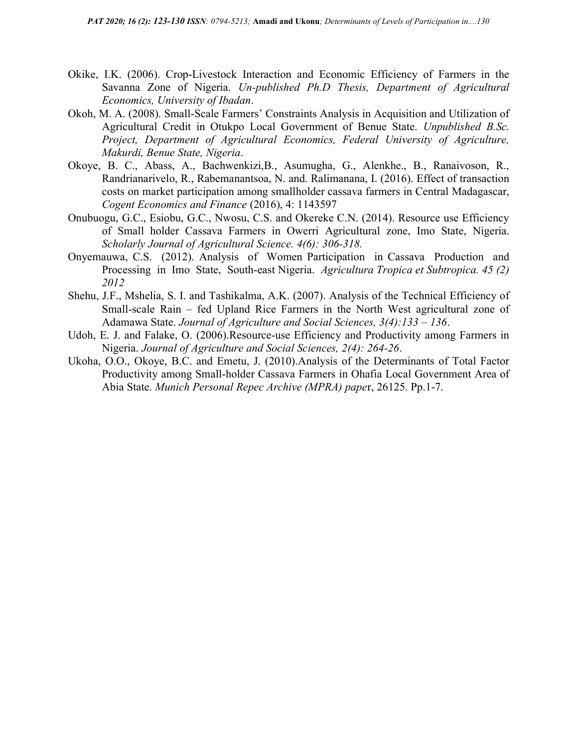Okike, I.K. (2006). Crop-Livestock Interaction and Economic Efficiency of Farmers in the Savanna Zone of Nigeria. *Un-published Ph.D Thesis, Department of Agricultural Economics, University of Ibadan*.

Okoh, M. A. (2008). Small-Scale Farmers' Constraints Analysis in Acquisition and Utilization of Agricultural Credit in Otukpo Local Government of Benue State. *Unpublished B.Sc. Project, Department of Agricultural Economics, Federal University of Agriculture, Makurdi, Benue State, Nigeria*.

Okoye, B. C., Abass, A., Bachwenkizi,B., Asumugha, G., Alenkhe., B., Ranaivoson, R., Randrianarivelo, R., Rabemanantsoa, N. and. Ralimanana, I. (2016). Effect of transaction costs on market participation among smallholder cassava farmers in Central Madagascar, *Cogent Economics and Finance* (2016), 4: 1143597

Onubuogu, G.C., Esiobu, G.C., Nwosu, C.S. and Okereke C.N. (2014). Resource use Efficiency of Small holder Cassava Farmers in Owerri Agricultural zone, Imo State, Nigeria. *Scholarly Journal of Agricultural Science. 4(6): 306-318.*

Onyemauwa, C.S. (2012). Analysis of Women Participation in Cassava Production and Processing in Imo State, South-east Nigeria. *Agricultura Tropica et Subtropica. 45 (2) 2012*

Shehu, J.F., Mshelia, S. I. and Tashikalma, A.K. (2007). Analysis of the Technical Efficiency of Small-scale Rain – fed Upland Rice Farmers in the North West agricultural zone of Adamawa State. *Journal of Agriculture and Social Sciences, 3(4):133 – 136*.

Udoh, E. J. and Falake, O. (2006).Resource-use Efficiency and Productivity among Farmers in Nigeria. *Journal of Agriculture and Social Sciences, 2(4): 264-26*.

Ukoha, O.O., Okoye, B.C. and Emetu, J. (2010).Analysis of the Determinants of Total Factor Productivity among Small-holder Cassava Farmers in Ohafia Local Government Area of Abia State. *Munich Personal Repec Archive (MPRA) pape*r, 26125. Pp.1-7.